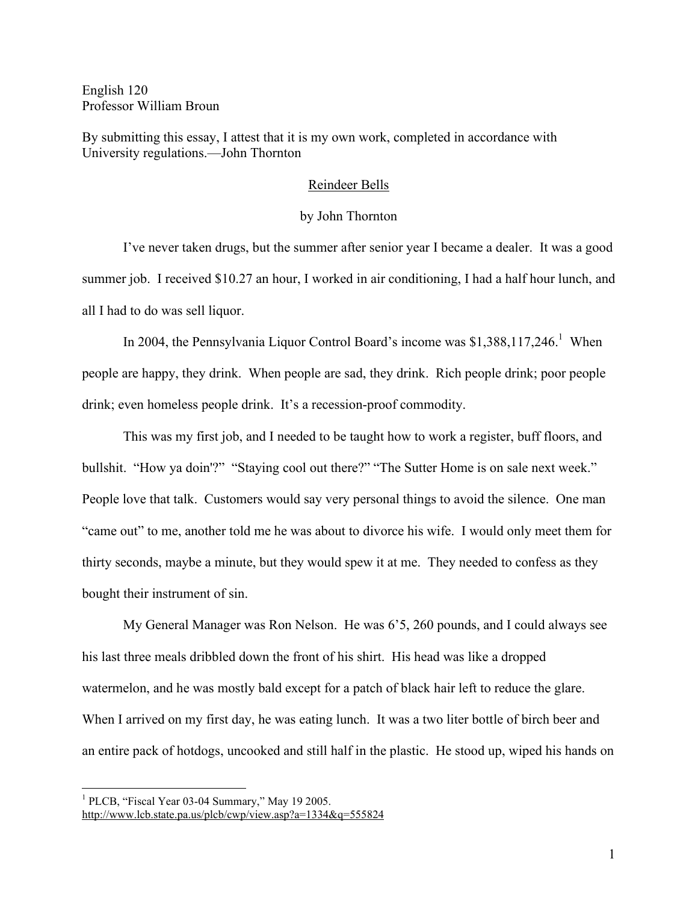English 120
Professor William Broun

By submitting this essay, I attest that it is my own work, completed in accordance with University regulations.—John Thornton

# Reindeer Bells

by John Thornton

I've never taken drugs, but the summer after senior year I became a dealer. It was a good summer job. I received $10.27 an hour, I worked in air conditioning, I had a half hour lunch, and all I had to do was sell liquor.

In 2004, the Pennsylvania Liquor Control Board's income was $1,388,117,246.[1] When people are happy, they drink. When people are sad, they drink. Rich people drink; poor people drink; even homeless people drink. It's a recession-proof commodity.

This was my first job, and I needed to be taught how to work a register, buff floors, and bullshit. "How ya doin'?" "Staying cool out there?" "The Sutter Home is on sale next week." People love that talk. Customers would say very personal things to avoid the silence. One man "came out" to me, another told me he was about to divorce his wife. I would only meet them for thirty seconds, maybe a minute, but they would spew it at me. They needed to confess as they bought their instrument of sin.

My General Manager was Ron Nelson. He was 6'5, 260 pounds, and I could always see his last three meals dribbled down the front of his shirt. His head was like a dropped watermelon, and he was mostly bald except for a patch of black hair left to reduce the glare. When I arrived on my first day, he was eating lunch. It was a two liter bottle of birch beer and an entire pack of hotdogs, uncooked and still half in the plastic. He stood up, wiped his hands on

---

[1] PLCB, "Fiscal Year 03-04 Summary," May 19 2005. http://www.lcb.state.pa.us/plcb/cwp/view.asp?a=1334&q=555824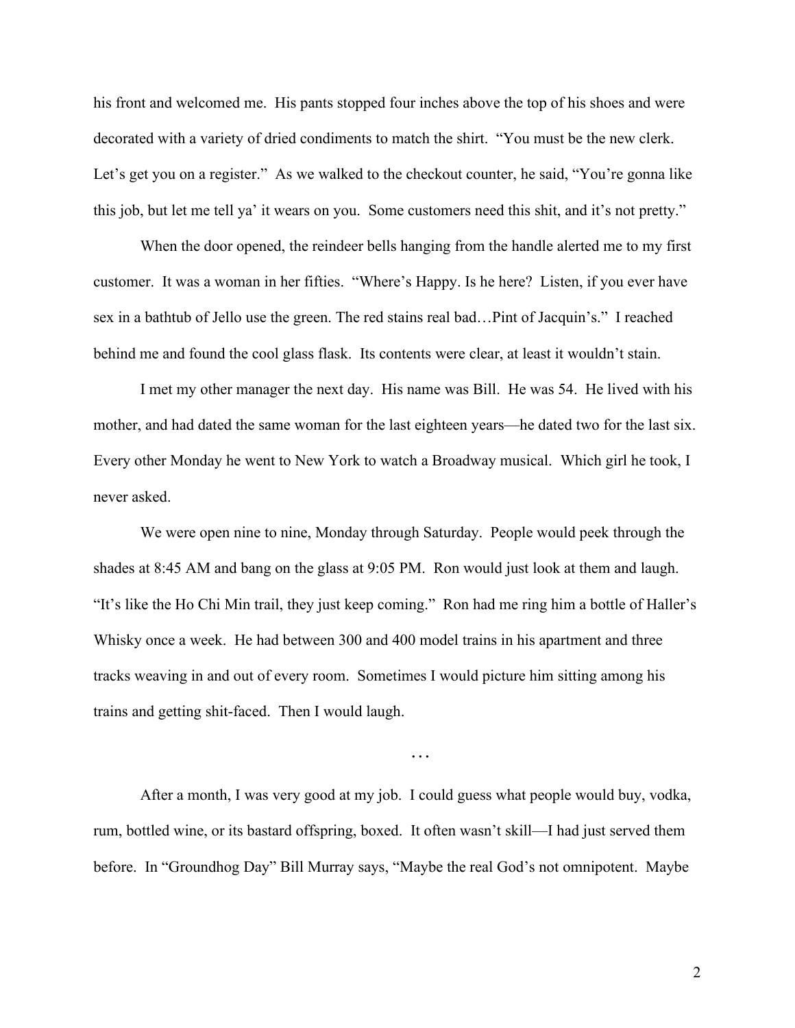his front and welcomed me. His pants stopped four inches above the top of his shoes and were decorated with a variety of dried condiments to match the shirt. "You must be the new clerk. Let's get you on a register." As we walked to the checkout counter, he said, "You're gonna like this job, but let me tell ya' it wears on you. Some customers need this shit, and it's not pretty."

When the door opened, the reindeer bells hanging from the handle alerted me to my first customer. It was a woman in her fifties. "Where's Happy. Is he here? Listen, if you ever have sex in a bathtub of Jello use the green. The red stains real bad…Pint of Jacquin's." I reached behind me and found the cool glass flask. Its contents were clear, at least it wouldn't stain.

I met my other manager the next day. His name was Bill. He was 54. He lived with his mother, and had dated the same woman for the last eighteen years—he dated two for the last six. Every other Monday he went to New York to watch a Broadway musical. Which girl he took, I never asked.

We were open nine to nine, Monday through Saturday. People would peek through the shades at 8:45 AM and bang on the glass at 9:05 PM. Ron would just look at them and laugh. "It's like the Ho Chi Min trail, they just keep coming." Ron had me ring him a bottle of Haller's Whisky once a week. He had between 300 and 400 model trains in his apartment and three tracks weaving in and out of every room. Sometimes I would picture him sitting among his trains and getting shit-faced. Then I would laugh.

…

After a month, I was very good at my job. I could guess what people would buy, vodka, rum, bottled wine, or its bastard offspring, boxed. It often wasn't skill—I had just served them before. In "Groundhog Day" Bill Murray says, "Maybe the real God's not omnipotent. Maybe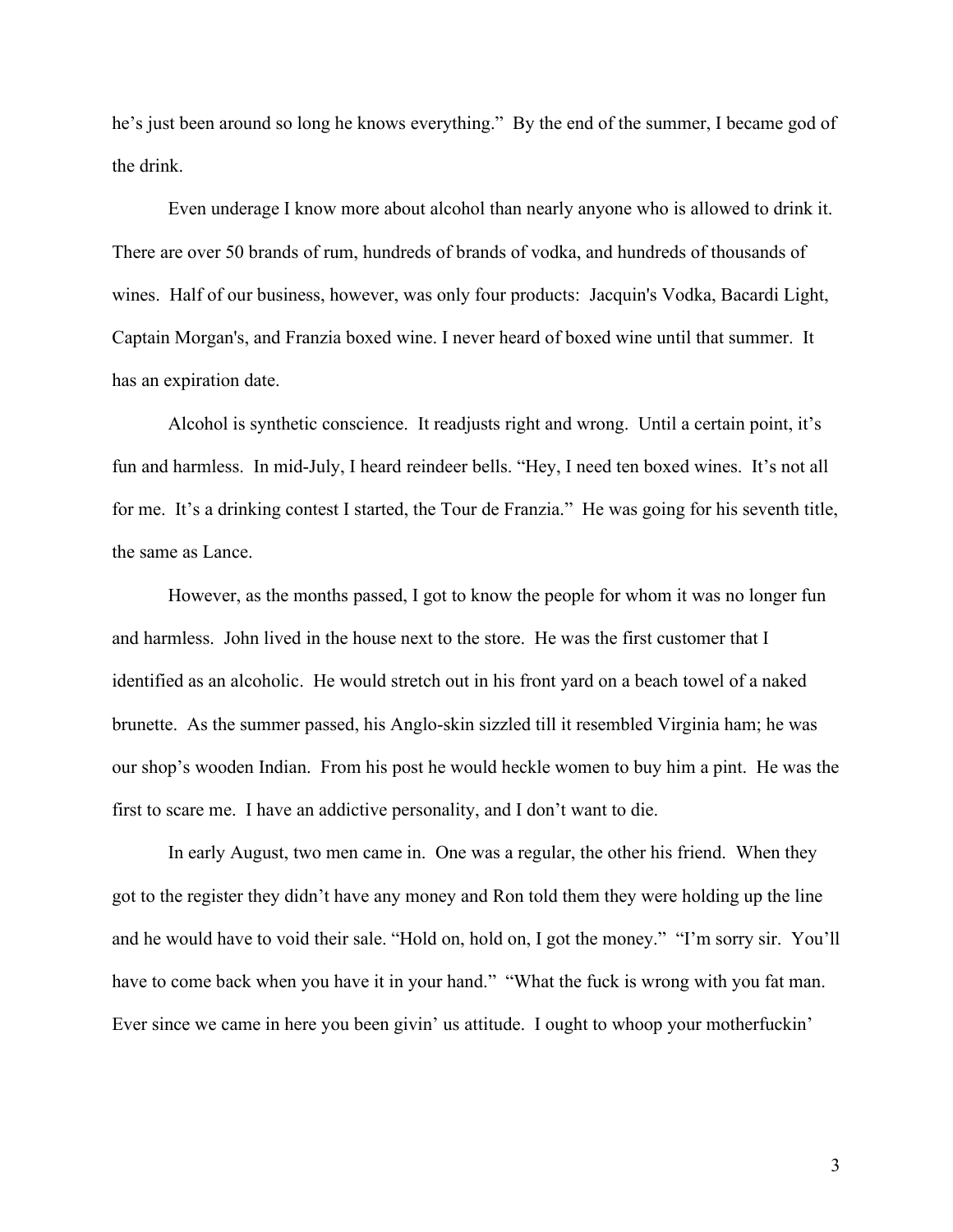he's just been around so long he knows everything." By the end of the summer, I became god of the drink.

Even underage I know more about alcohol than nearly anyone who is allowed to drink it. There are over 50 brands of rum, hundreds of brands of vodka, and hundreds of thousands of wines. Half of our business, however, was only four products: Jacquin's Vodka, Bacardi Light, Captain Morgan's, and Franzia boxed wine. I never heard of boxed wine until that summer. It has an expiration date.

Alcohol is synthetic conscience. It readjusts right and wrong. Until a certain point, it's fun and harmless. In mid-July, I heard reindeer bells. "Hey, I need ten boxed wines. It's not all for me. It's a drinking contest I started, the Tour de Franzia." He was going for his seventh title, the same as Lance.

However, as the months passed, I got to know the people for whom it was no longer fun and harmless. John lived in the house next to the store. He was the first customer that I identified as an alcoholic. He would stretch out in his front yard on a beach towel of a naked brunette. As the summer passed, his Anglo-skin sizzled till it resembled Virginia ham; he was our shop's wooden Indian. From his post he would heckle women to buy him a pint. He was the first to scare me. I have an addictive personality, and I don't want to die.

In early August, two men came in. One was a regular, the other his friend. When they got to the register they didn't have any money and Ron told them they were holding up the line and he would have to void their sale. "Hold on, hold on, I got the money." "I'm sorry sir. You'll have to come back when you have it in your hand." "What the fuck is wrong with you fat man. Ever since we came in here you been givin' us attitude. I ought to whoop your motherfuckin'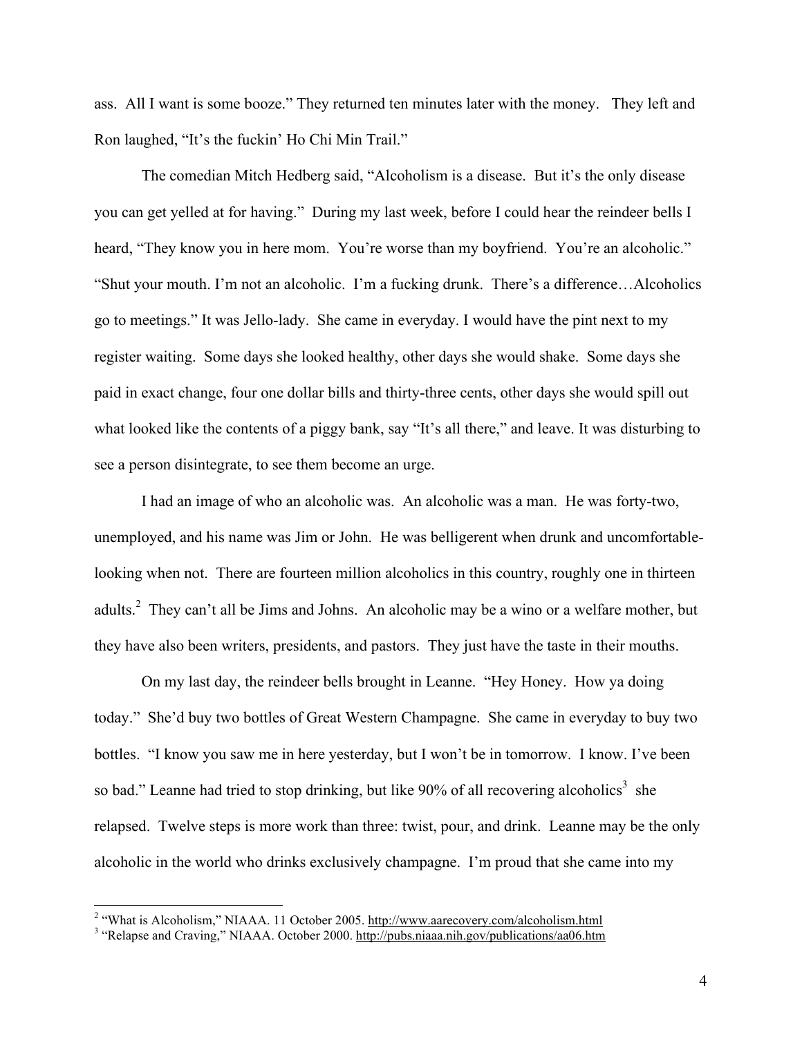ass. All I want is some booze." They returned ten minutes later with the money. They left and Ron laughed, "It's the fuckin' Ho Chi Min Trail."

The comedian Mitch Hedberg said, "Alcoholism is a disease. But it's the only disease you can get yelled at for having." During my last week, before I could hear the reindeer bells I heard, "They know you in here mom. You're worse than my boyfriend. You're an alcoholic." "Shut your mouth. I'm not an alcoholic. I'm a fucking drunk. There's a difference…Alcoholics go to meetings." It was Jello-lady. She came in everyday. I would have the pint next to my register waiting. Some days she looked healthy, other days she would shake. Some days she paid in exact change, four one dollar bills and thirty-three cents, other days she would spill out what looked like the contents of a piggy bank, say "It's all there," and leave. It was disturbing to see a person disintegrate, to see them become an urge.

I had an image of who an alcoholic was. An alcoholic was a man. He was forty-two, unemployed, and his name was Jim or John. He was belligerent when drunk and uncomfortable-looking when not. There are fourteen million alcoholics in this country, roughly one in thirteen adults.[2] They can't all be Jims and Johns. An alcoholic may be a wino or a welfare mother, but they have also been writers, presidents, and pastors. They just have the taste in their mouths.

On my last day, the reindeer bells brought in Leanne. "Hey Honey. How ya doing today." She'd buy two bottles of Great Western Champagne. She came in everyday to buy two bottles. "I know you saw me in here yesterday, but I won't be in tomorrow. I know. I've been so bad." Leanne had tried to stop drinking, but like 90% of all recovering alcoholics[3] she relapsed. Twelve steps is more work than three: twist, pour, and drink. Leanne may be the only alcoholic in the world who drinks exclusively champagne. I'm proud that she came into my

---

[2] "What is Alcoholism," NIAAA. 11 October 2005. http://www.aarecovery.com/alcoholism.html

[3] "Relapse and Craving," NIAAA. October 2000. http://pubs.niaaa.nih.gov/publications/aa06.htm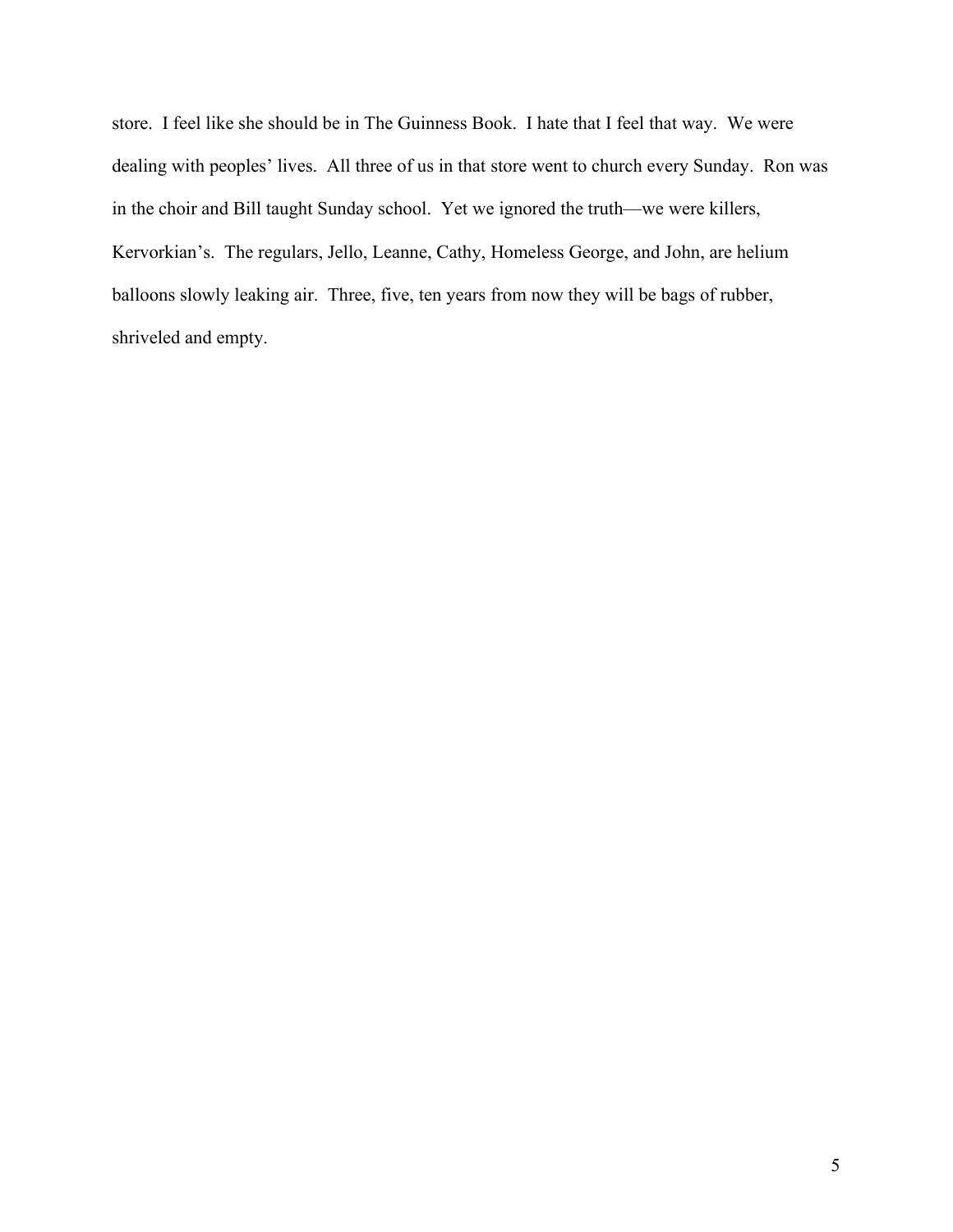store. I feel like she should be in The Guinness Book. I hate that I feel that way. We were dealing with peoples' lives. All three of us in that store went to church every Sunday. Ron was in the choir and Bill taught Sunday school. Yet we ignored the truth—we were killers, Kervorkian's. The regulars, Jello, Leanne, Cathy, Homeless George, and John, are helium balloons slowly leaking air. Three, five, ten years from now they will be bags of rubber, shriveled and empty.